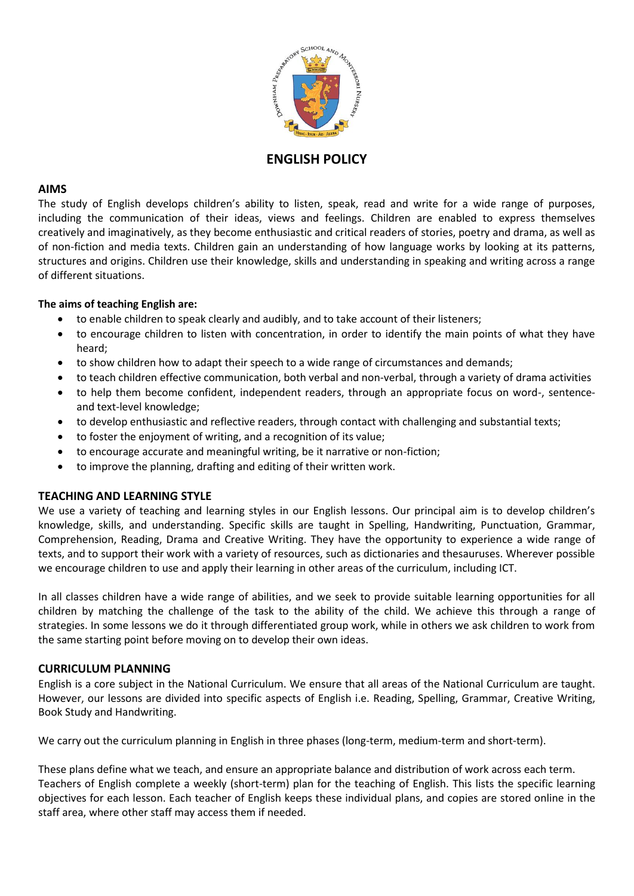# ENGLISH POLICY

## AIMS

The study of English develops children's ability to listen, speak, read and write for a wide range of purposes, including the communication of their ideas, views and feelings. Children are enabled to express themselves creatively and imaginatively, as they become enthusiastic and critical readers of stories, poetry and drama, as well as of non-fiction and media texts. Children gain an understanding of how language works by looking at its patterns, structures and origins. Children use their knowledge, skills and understanding in speaking and writing across a range of different situations.

**The aims of teaching English are:**

- to enable children to speak clearly and audibly, and to take account of their listeners;
- to encourage children to listen with concentration, in order to identify the main points of what they have heard;
- to show children how to adapt their speech to a wide range of circumstances and demands;
- to teach children effective communication, both verbal and non-verbal, through a variety of drama activities
- to help them become confident, independent readers, through an appropriate focus on word-, sentence- and text-level knowledge;
- to develop enthusiastic and reflective readers, through contact with challenging and substantial texts;
- to foster the enjoyment of writing, and a recognition of its value;
- to encourage accurate and meaningful writing, be it narrative or non-fiction;
- to improve the planning, drafting and editing of their written work.

## TEACHING AND LEARNING STYLE

We use a variety of teaching and learning styles in our English lessons. Our principal aim is to develop children's knowledge, skills, and understanding. Specific skills are taught in Spelling, Handwriting, Punctuation, Grammar, Comprehension, Reading, Drama and Creative Writing. They have the opportunity to experience a wide range of texts, and to support their work with a variety of resources, such as dictionaries and thesauruses. Wherever possible we encourage children to use and apply their learning in other areas of the curriculum, including ICT.

In all classes children have a wide range of abilities, and we seek to provide suitable learning opportunities for all children by matching the challenge of the task to the ability of the child. We achieve this through a range of strategies. In some lessons we do it through differentiated group work, while in others we ask children to work from the same starting point before moving on to develop their own ideas.

## CURRICULUM PLANNING

English is a core subject in the National Curriculum. We ensure that all areas of the National Curriculum are taught. However, our lessons are divided into specific aspects of English i.e. Reading, Spelling, Grammar, Creative Writing, Book Study and Handwriting.

We carry out the curriculum planning in English in three phases (long-term, medium-term and short-term).

These plans define what we teach, and ensure an appropriate balance and distribution of work across each term. Teachers of English complete a weekly (short-term) plan for the teaching of English. This lists the specific learning objectives for each lesson. Each teacher of English keeps these individual plans, and copies are stored online in the staff area, where other staff may access them if needed.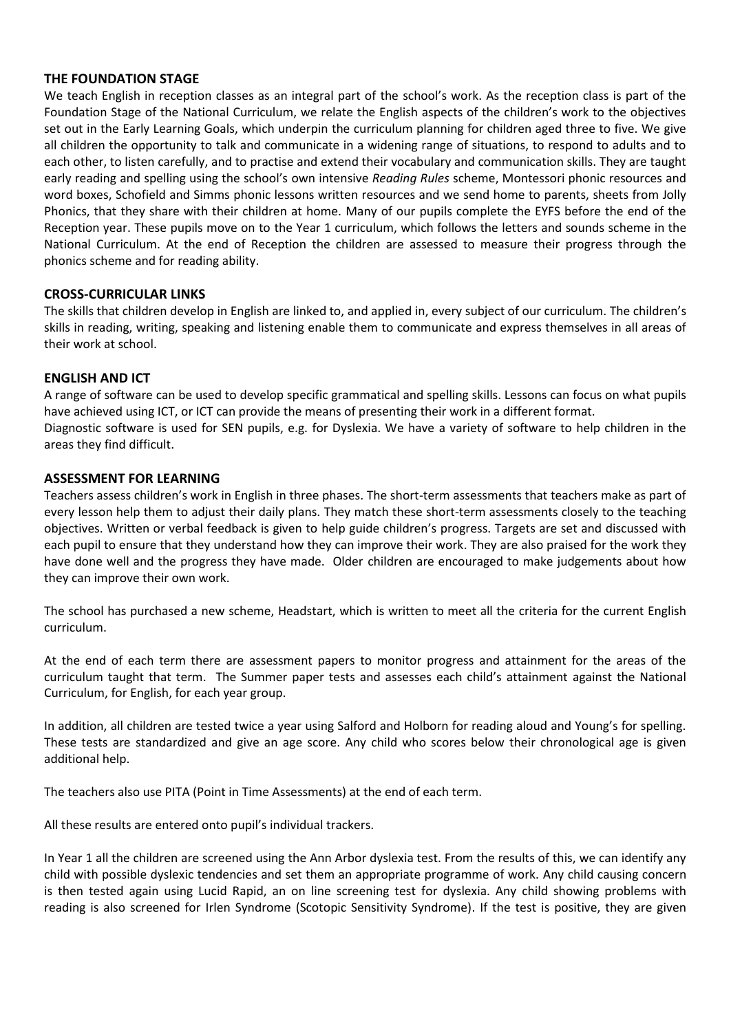## THE FOUNDATION STAGE

We teach English in reception classes as an integral part of the school's work. As the reception class is part of the Foundation Stage of the National Curriculum, we relate the English aspects of the children's work to the objectives set out in the Early Learning Goals, which underpin the curriculum planning for children aged three to five. We give all children the opportunity to talk and communicate in a widening range of situations, to respond to adults and to each other, to listen carefully, and to practise and extend their vocabulary and communication skills. They are taught early reading and spelling using the school's own intensive *Reading Rules* scheme, Montessori phonic resources and word boxes, Schofield and Simms phonic lessons written resources and we send home to parents, sheets from Jolly Phonics, that they share with their children at home. Many of our pupils complete the EYFS before the end of the Reception year. These pupils move on to the Year 1 curriculum, which follows the letters and sounds scheme in the National Curriculum. At the end of Reception the children are assessed to measure their progress through the phonics scheme and for reading ability.

## CROSS-CURRICULAR LINKS

The skills that children develop in English are linked to, and applied in, every subject of our curriculum. The children's skills in reading, writing, speaking and listening enable them to communicate and express themselves in all areas of their work at school.

## ENGLISH AND ICT

A range of software can be used to develop specific grammatical and spelling skills. Lessons can focus on what pupils have achieved using ICT, or ICT can provide the means of presenting their work in a different format.

Diagnostic software is used for SEN pupils, e.g. for Dyslexia. We have a variety of software to help children in the areas they find difficult.

## ASSESSMENT FOR LEARNING

Teachers assess children's work in English in three phases. The short-term assessments that teachers make as part of every lesson help them to adjust their daily plans. They match these short-term assessments closely to the teaching objectives. Written or verbal feedback is given to help guide children's progress. Targets are set and discussed with each pupil to ensure that they understand how they can improve their work. They are also praised for the work they have done well and the progress they have made. Older children are encouraged to make judgements about how they can improve their own work.

The school has purchased a new scheme, Headstart, which is written to meet all the criteria for the current English curriculum.

At the end of each term there are assessment papers to monitor progress and attainment for the areas of the curriculum taught that term. The Summer paper tests and assesses each child's attainment against the National Curriculum, for English, for each year group.

In addition, all children are tested twice a year using Salford and Holborn for reading aloud and Young's for spelling. These tests are standardized and give an age score. Any child who scores below their chronological age is given additional help.

The teachers also use PITA (Point in Time Assessments) at the end of each term.

All these results are entered onto pupil's individual trackers.

In Year 1 all the children are screened using the Ann Arbor dyslexia test. From the results of this, we can identify any child with possible dyslexic tendencies and set them an appropriate programme of work. Any child causing concern is then tested again using Lucid Rapid, an on line screening test for dyslexia. Any child showing problems with reading is also screened for Irlen Syndrome (Scotopic Sensitivity Syndrome). If the test is positive, they are given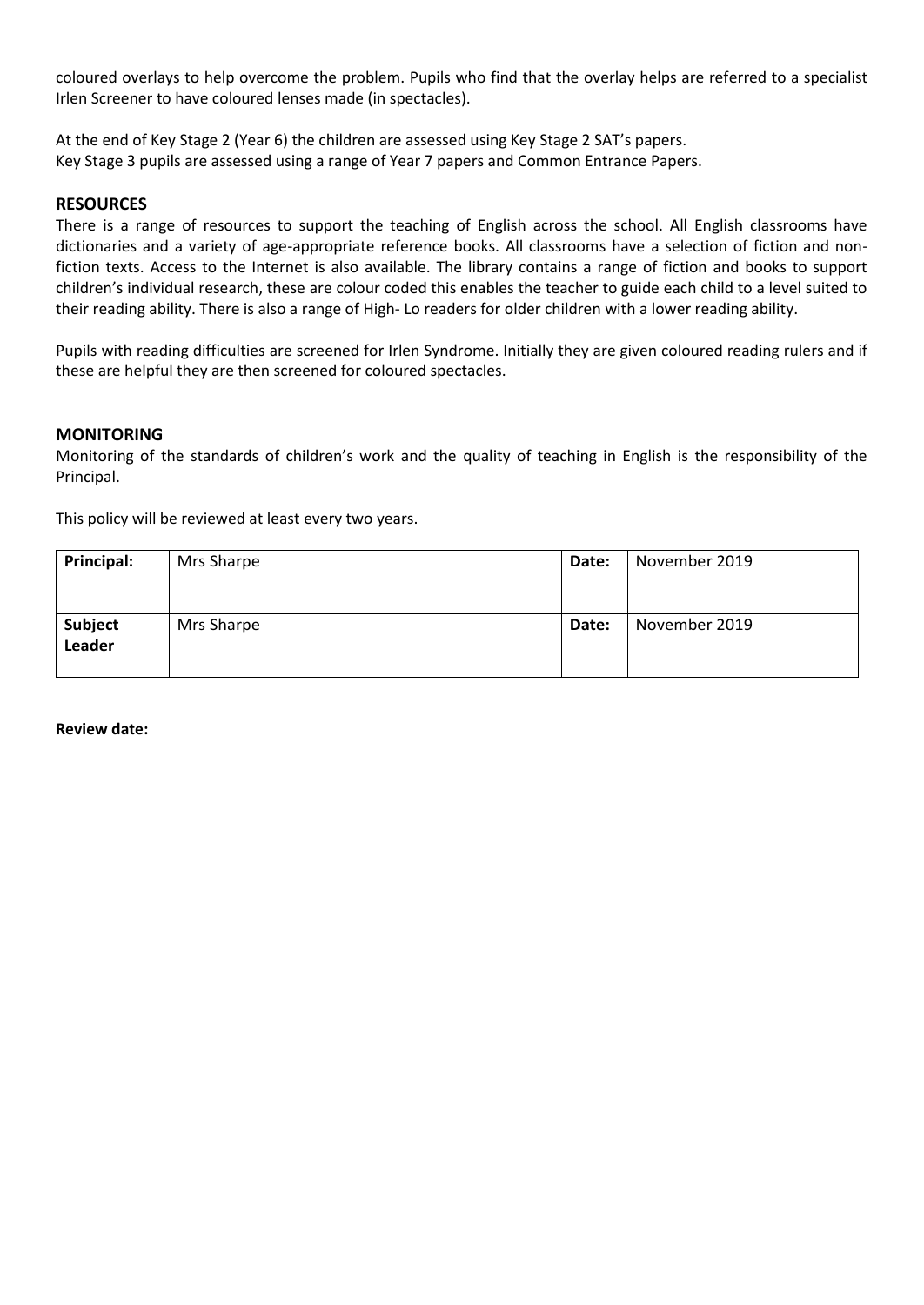coloured overlays to help overcome the problem. Pupils who find that the overlay helps are referred to a specialist Irlen Screener to have coloured lenses made (in spectacles).

At the end of Key Stage 2 (Year 6) the children are assessed using Key Stage 2 SAT's papers.
Key Stage 3 pupils are assessed using a range of Year 7 papers and Common Entrance Papers.

## RESOURCES

There is a range of resources to support the teaching of English across the school. All English classrooms have dictionaries and a variety of age-appropriate reference books. All classrooms have a selection of fiction and non-fiction texts. Access to the Internet is also available. The library contains a range of fiction and books to support children's individual research, these are colour coded this enables the teacher to guide each child to a level suited to their reading ability. There is also a range of High- Lo readers for older children with a lower reading ability.

Pupils with reading difficulties are screened for Irlen Syndrome. Initially they are given coloured reading rulers and if these are helpful they are then screened for coloured spectacles.

## MONITORING

Monitoring of the standards of children's work and the quality of teaching in English is the responsibility of the Principal.

This policy will be reviewed at least every two years.

| | | | |
|---|---|---|---|
| **Principal:** | Mrs Sharpe | **Date:** | November 2019 |
| **Subject Leader** | Mrs Sharpe | **Date:** | November 2019 |

**Review date:**